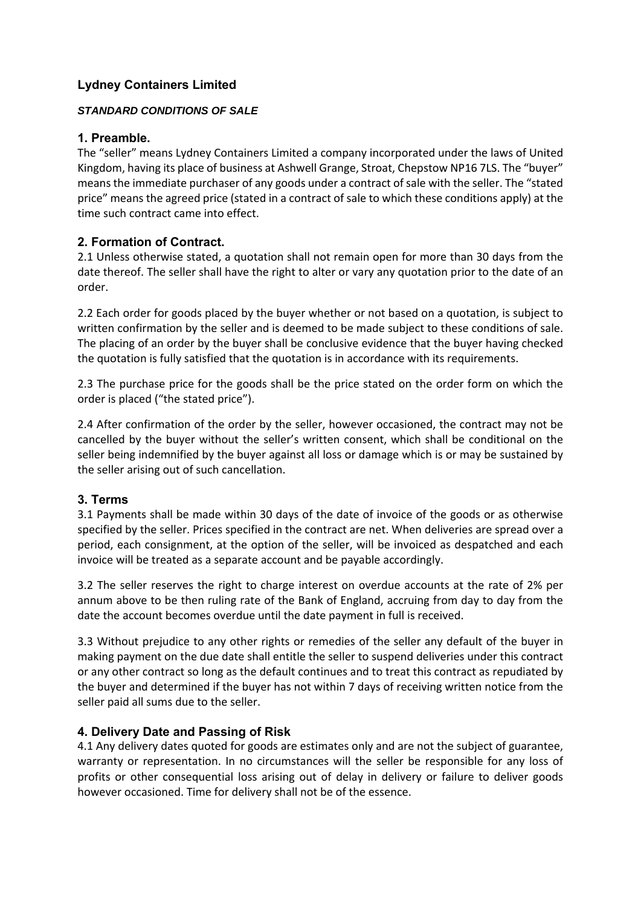# Lydney Containers Limited

***STANDARD CONDITIONS OF SALE***

## 1. Preamble.

The "seller" means Lydney Containers Limited a company incorporated under the laws of United Kingdom, having its place of business at Ashwell Grange, Stroat, Chepstow NP16 7LS. The "buyer" means the immediate purchaser of any goods under a contract of sale with the seller. The "stated price" means the agreed price (stated in a contract of sale to which these conditions apply) at the time such contract came into effect.

## 2. Formation of Contract.

2.1 Unless otherwise stated, a quotation shall not remain open for more than 30 days from the date thereof. The seller shall have the right to alter or vary any quotation prior to the date of an order.

2.2 Each order for goods placed by the buyer whether or not based on a quotation, is subject to written confirmation by the seller and is deemed to be made subject to these conditions of sale. The placing of an order by the buyer shall be conclusive evidence that the buyer having checked the quotation is fully satisfied that the quotation is in accordance with its requirements.

2.3 The purchase price for the goods shall be the price stated on the order form on which the order is placed ("the stated price").

2.4 After confirmation of the order by the seller, however occasioned, the contract may not be cancelled by the buyer without the seller's written consent, which shall be conditional on the seller being indemnified by the buyer against all loss or damage which is or may be sustained by the seller arising out of such cancellation.

## 3. Terms

3.1 Payments shall be made within 30 days of the date of invoice of the goods or as otherwise specified by the seller. Prices specified in the contract are net. When deliveries are spread over a period, each consignment, at the option of the seller, will be invoiced as despatched and each invoice will be treated as a separate account and be payable accordingly.

3.2 The seller reserves the right to charge interest on overdue accounts at the rate of 2% per annum above to be then ruling rate of the Bank of England, accruing from day to day from the date the account becomes overdue until the date payment in full is received.

3.3 Without prejudice to any other rights or remedies of the seller any default of the buyer in making payment on the due date shall entitle the seller to suspend deliveries under this contract or any other contract so long as the default continues and to treat this contract as repudiated by the buyer and determined if the buyer has not within 7 days of receiving written notice from the seller paid all sums due to the seller.

## 4. Delivery Date and Passing of Risk

4.1 Any delivery dates quoted for goods are estimates only and are not the subject of guarantee, warranty or representation. In no circumstances will the seller be responsible for any loss of profits or other consequential loss arising out of delay in delivery or failure to deliver goods however occasioned. Time for delivery shall not be of the essence.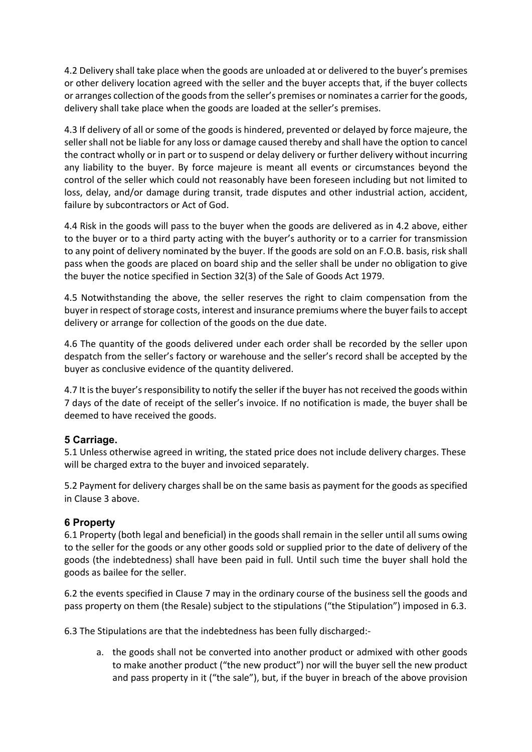4.2 Delivery shall take place when the goods are unloaded at or delivered to the buyer's premises or other delivery location agreed with the seller and the buyer accepts that, if the buyer collects or arranges collection of the goods from the seller's premises or nominates a carrier for the goods, delivery shall take place when the goods are loaded at the seller's premises.

4.3 If delivery of all or some of the goods is hindered, prevented or delayed by force majeure, the seller shall not be liable for any loss or damage caused thereby and shall have the option to cancel the contract wholly or in part or to suspend or delay delivery or further delivery without incurring any liability to the buyer. By force majeure is meant all events or circumstances beyond the control of the seller which could not reasonably have been foreseen including but not limited to loss, delay, and/or damage during transit, trade disputes and other industrial action, accident, failure by subcontractors or Act of God.

4.4 Risk in the goods will pass to the buyer when the goods are delivered as in 4.2 above, either to the buyer or to a third party acting with the buyer's authority or to a carrier for transmission to any point of delivery nominated by the buyer. If the goods are sold on an F.O.B. basis, risk shall pass when the goods are placed on board ship and the seller shall be under no obligation to give the buyer the notice specified in Section 32(3) of the Sale of Goods Act 1979.

4.5 Notwithstanding the above, the seller reserves the right to claim compensation from the buyer in respect of storage costs, interest and insurance premiums where the buyer fails to accept delivery or arrange for collection of the goods on the due date.

4.6 The quantity of the goods delivered under each order shall be recorded by the seller upon despatch from the seller's factory or warehouse and the seller's record shall be accepted by the buyer as conclusive evidence of the quantity delivered.

4.7 It is the buyer's responsibility to notify the seller if the buyer has not received the goods within 7 days of the date of receipt of the seller's invoice. If no notification is made, the buyer shall be deemed to have received the goods.

## 5 Carriage.

5.1 Unless otherwise agreed in writing, the stated price does not include delivery charges. These will be charged extra to the buyer and invoiced separately.

5.2 Payment for delivery charges shall be on the same basis as payment for the goods as specified in Clause 3 above.

## 6 Property

6.1 Property (both legal and beneficial) in the goods shall remain in the seller until all sums owing to the seller for the goods or any other goods sold or supplied prior to the date of delivery of the goods (the indebtedness) shall have been paid in full. Until such time the buyer shall hold the goods as bailee for the seller.

6.2 the events specified in Clause 7 may in the ordinary course of the business sell the goods and pass property on them (the Resale) subject to the stipulations ("the Stipulation") imposed in 6.3.

6.3 The Stipulations are that the indebtedness has been fully discharged:-

a. the goods shall not be converted into another product or admixed with other goods to make another product ("the new product") nor will the buyer sell the new product and pass property in it ("the sale"), but, if the buyer in breach of the above provision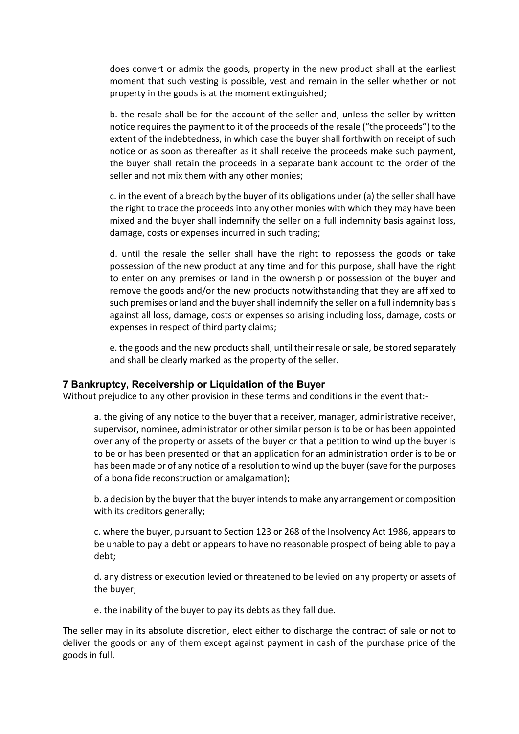does convert or admix the goods, property in the new product shall at the earliest moment that such vesting is possible, vest and remain in the seller whether or not property in the goods is at the moment extinguished;

b. the resale shall be for the account of the seller and, unless the seller by written notice requires the payment to it of the proceeds of the resale ("the proceeds") to the extent of the indebtedness, in which case the buyer shall forthwith on receipt of such notice or as soon as thereafter as it shall receive the proceeds make such payment, the buyer shall retain the proceeds in a separate bank account to the order of the seller and not mix them with any other monies;

c. in the event of a breach by the buyer of its obligations under (a) the seller shall have the right to trace the proceeds into any other monies with which they may have been mixed and the buyer shall indemnify the seller on a full indemnity basis against loss, damage, costs or expenses incurred in such trading;

d. until the resale the seller shall have the right to repossess the goods or take possession of the new product at any time and for this purpose, shall have the right to enter on any premises or land in the ownership or possession of the buyer and remove the goods and/or the new products notwithstanding that they are affixed to such premises or land and the buyer shall indemnify the seller on a full indemnity basis against all loss, damage, costs or expenses so arising including loss, damage, costs or expenses in respect of third party claims;

e. the goods and the new products shall, until their resale or sale, be stored separately and shall be clearly marked as the property of the seller.

### 7 Bankruptcy, Receivership or Liquidation of the Buyer

Without prejudice to any other provision in these terms and conditions in the event that:-

a. the giving of any notice to the buyer that a receiver, manager, administrative receiver, supervisor, nominee, administrator or other similar person is to be or has been appointed over any of the property or assets of the buyer or that a petition to wind up the buyer is to be or has been presented or that an application for an administration order is to be or has been made or of any notice of a resolution to wind up the buyer (save for the purposes of a bona fide reconstruction or amalgamation);

b. a decision by the buyer that the buyer intends to make any arrangement or composition with its creditors generally;

c. where the buyer, pursuant to Section 123 or 268 of the Insolvency Act 1986, appears to be unable to pay a debt or appears to have no reasonable prospect of being able to pay a debt;

d. any distress or execution levied or threatened to be levied on any property or assets of the buyer;

e. the inability of the buyer to pay its debts as they fall due.

The seller may in its absolute discretion, elect either to discharge the contract of sale or not to deliver the goods or any of them except against payment in cash of the purchase price of the goods in full.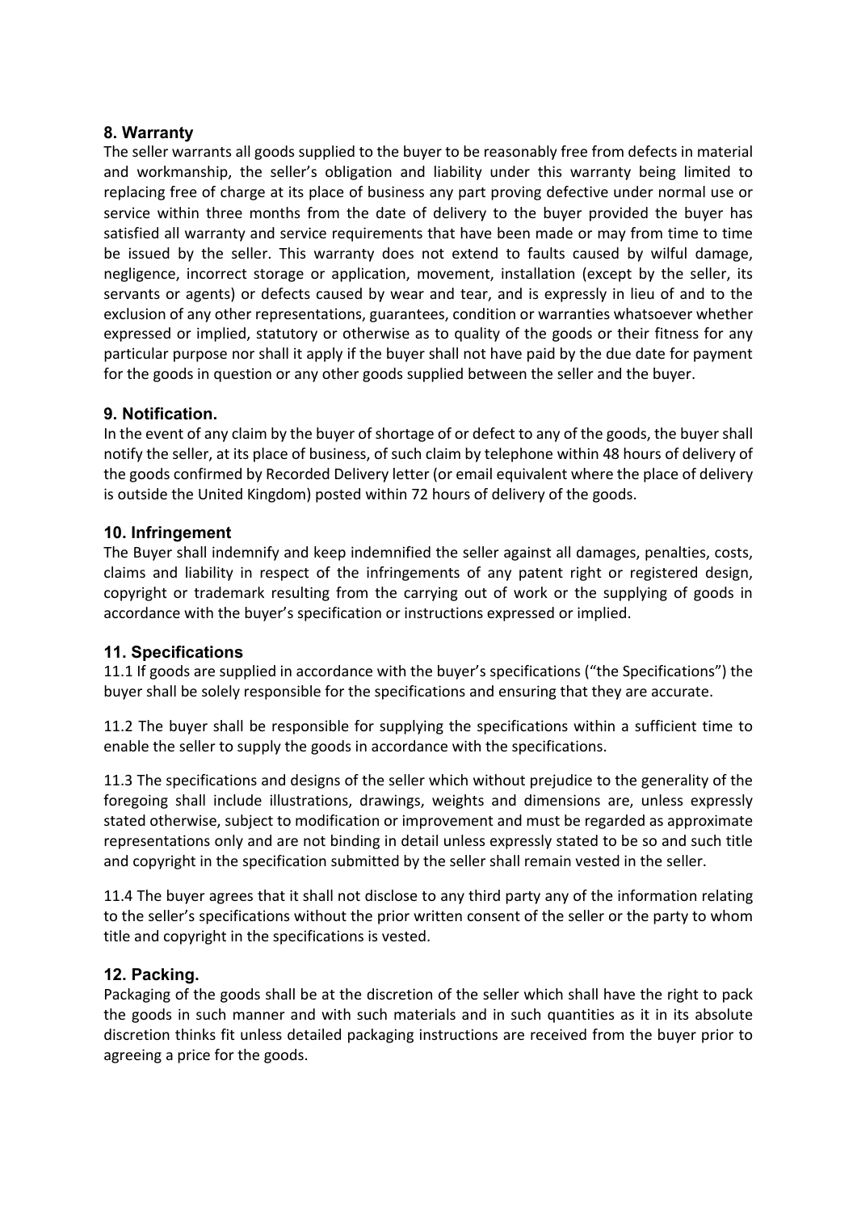## 8. Warranty

The seller warrants all goods supplied to the buyer to be reasonably free from defects in material and workmanship, the seller's obligation and liability under this warranty being limited to replacing free of charge at its place of business any part proving defective under normal use or service within three months from the date of delivery to the buyer provided the buyer has satisfied all warranty and service requirements that have been made or may from time to time be issued by the seller. This warranty does not extend to faults caused by wilful damage, negligence, incorrect storage or application, movement, installation (except by the seller, its servants or agents) or defects caused by wear and tear, and is expressly in lieu of and to the exclusion of any other representations, guarantees, condition or warranties whatsoever whether expressed or implied, statutory or otherwise as to quality of the goods or their fitness for any particular purpose nor shall it apply if the buyer shall not have paid by the due date for payment for the goods in question or any other goods supplied between the seller and the buyer.

## 9. Notification.

In the event of any claim by the buyer of shortage of or defect to any of the goods, the buyer shall notify the seller, at its place of business, of such claim by telephone within 48 hours of delivery of the goods confirmed by Recorded Delivery letter (or email equivalent where the place of delivery is outside the United Kingdom) posted within 72 hours of delivery of the goods.

## 10. Infringement

The Buyer shall indemnify and keep indemnified the seller against all damages, penalties, costs, claims and liability in respect of the infringements of any patent right or registered design, copyright or trademark resulting from the carrying out of work or the supplying of goods in accordance with the buyer's specification or instructions expressed or implied.

## 11. Specifications

11.1 If goods are supplied in accordance with the buyer's specifications ("the Specifications") the buyer shall be solely responsible for the specifications and ensuring that they are accurate.

11.2 The buyer shall be responsible for supplying the specifications within a sufficient time to enable the seller to supply the goods in accordance with the specifications.

11.3 The specifications and designs of the seller which without prejudice to the generality of the foregoing shall include illustrations, drawings, weights and dimensions are, unless expressly stated otherwise, subject to modification or improvement and must be regarded as approximate representations only and are not binding in detail unless expressly stated to be so and such title and copyright in the specification submitted by the seller shall remain vested in the seller.

11.4 The buyer agrees that it shall not disclose to any third party any of the information relating to the seller's specifications without the prior written consent of the seller or the party to whom title and copyright in the specifications is vested.

## 12. Packing.

Packaging of the goods shall be at the discretion of the seller which shall have the right to pack the goods in such manner and with such materials and in such quantities as it in its absolute discretion thinks fit unless detailed packaging instructions are received from the buyer prior to agreeing a price for the goods.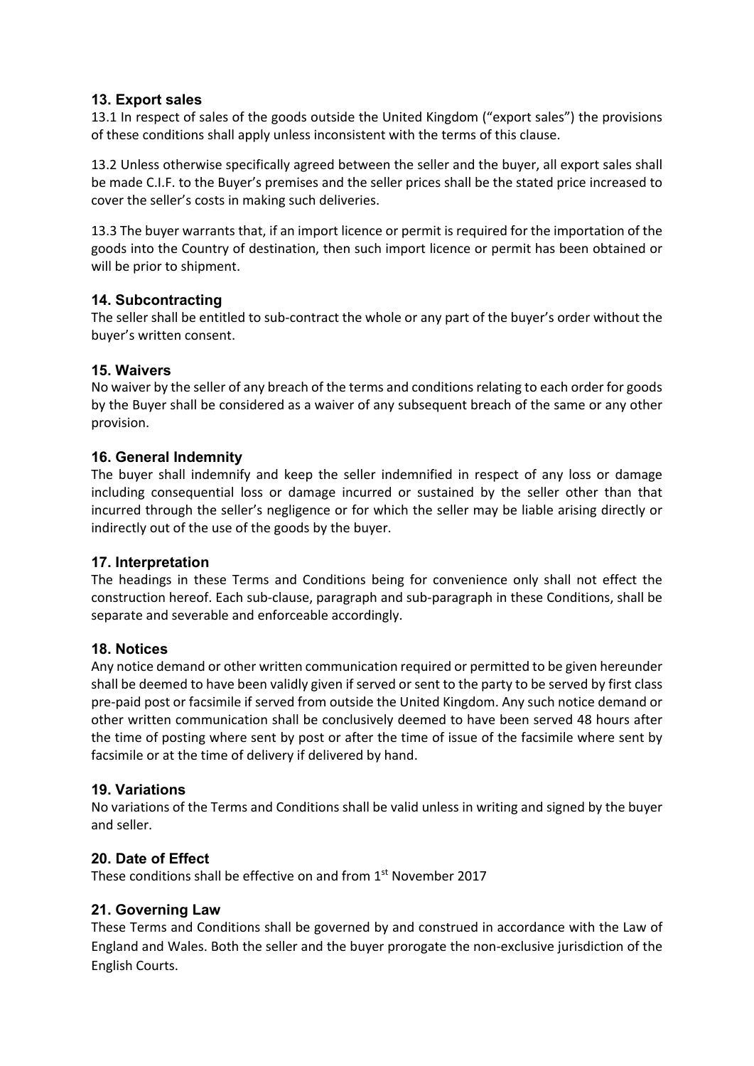## 13. Export sales

13.1 In respect of sales of the goods outside the United Kingdom ("export sales") the provisions of these conditions shall apply unless inconsistent with the terms of this clause.

13.2 Unless otherwise specifically agreed between the seller and the buyer, all export sales shall be made C.I.F. to the Buyer's premises and the seller prices shall be the stated price increased to cover the seller's costs in making such deliveries.

13.3 The buyer warrants that, if an import licence or permit is required for the importation of the goods into the Country of destination, then such import licence or permit has been obtained or will be prior to shipment.

## 14. Subcontracting

The seller shall be entitled to sub-contract the whole or any part of the buyer's order without the buyer's written consent.

## 15. Waivers

No waiver by the seller of any breach of the terms and conditions relating to each order for goods by the Buyer shall be considered as a waiver of any subsequent breach of the same or any other provision.

## 16. General Indemnity

The buyer shall indemnify and keep the seller indemnified in respect of any loss or damage including consequential loss or damage incurred or sustained by the seller other than that incurred through the seller's negligence or for which the seller may be liable arising directly or indirectly out of the use of the goods by the buyer.

## 17. Interpretation

The headings in these Terms and Conditions being for convenience only shall not effect the construction hereof. Each sub-clause, paragraph and sub-paragraph in these Conditions, shall be separate and severable and enforceable accordingly.

## 18. Notices

Any notice demand or other written communication required or permitted to be given hereunder shall be deemed to have been validly given if served or sent to the party to be served by first class pre-paid post or facsimile if served from outside the United Kingdom. Any such notice demand or other written communication shall be conclusively deemed to have been served 48 hours after the time of posting where sent by post or after the time of issue of the facsimile where sent by facsimile or at the time of delivery if delivered by hand.

## 19. Variations

No variations of the Terms and Conditions shall be valid unless in writing and signed by the buyer and seller.

## 20. Date of Effect

These conditions shall be effective on and from 1st November 2017

## 21. Governing Law

These Terms and Conditions shall be governed by and construed in accordance with the Law of England and Wales. Both the seller and the buyer prorogate the non-exclusive jurisdiction of the English Courts.